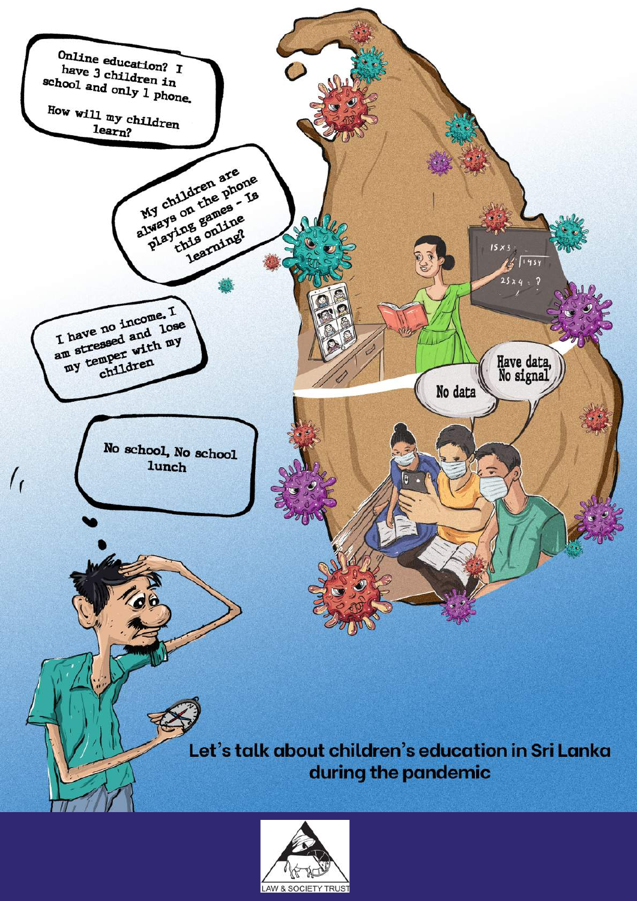Online education? I have 3 children in school and only 1 phone.

How will my children learn?

My children are always on the phone playing games - Is this online learning?

I have no income. I am stressed and lose my temper with my children

No school, No school lunch

No data

Have data, No signal

# Let's talk about children's education in Sri Lanka during the pandemic

LAW & SOCIETY TRUST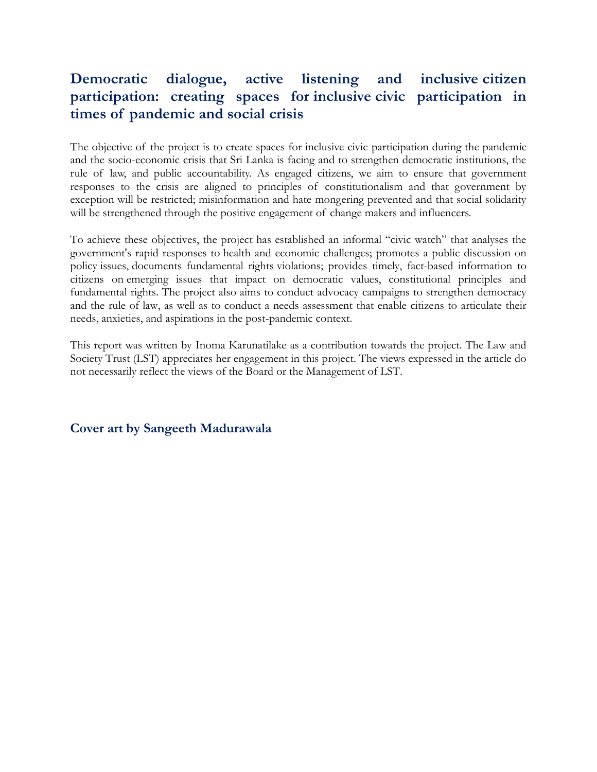## Democratic dialogue, active listening and inclusive citizen participation: creating spaces for inclusive civic participation in times of pandemic and social crisis

The objective of the project is to create spaces for inclusive civic participation during the pandemic and the socio-economic crisis that Sri Lanka is facing and to strengthen democratic institutions, the rule of law, and public accountability. As engaged citizens, we aim to ensure that government responses to the crisis are aligned to principles of constitutionalism and that government by exception will be restricted; misinformation and hate mongering prevented and that social solidarity will be strengthened through the positive engagement of change makers and influencers.

To achieve these objectives, the project has established an informal "civic watch" that analyses the government's rapid responses to health and economic challenges; promotes a public discussion on policy issues, documents fundamental rights violations; provides timely, fact-based information to citizens on emerging issues that impact on democratic values, constitutional principles and fundamental rights. The project also aims to conduct advocacy campaigns to strengthen democracy and the rule of law, as well as to conduct a needs assessment that enable citizens to articulate their needs, anxieties, and aspirations in the post-pandemic context.

This report was written by Inoma Karunatilake as a contribution towards the project. The Law and Society Trust (LST) appreciates her engagement in this project. The views expressed in the article do not necessarily reflect the views of the Board or the Management of LST.

**Cover art by Sangeeth Madurawala**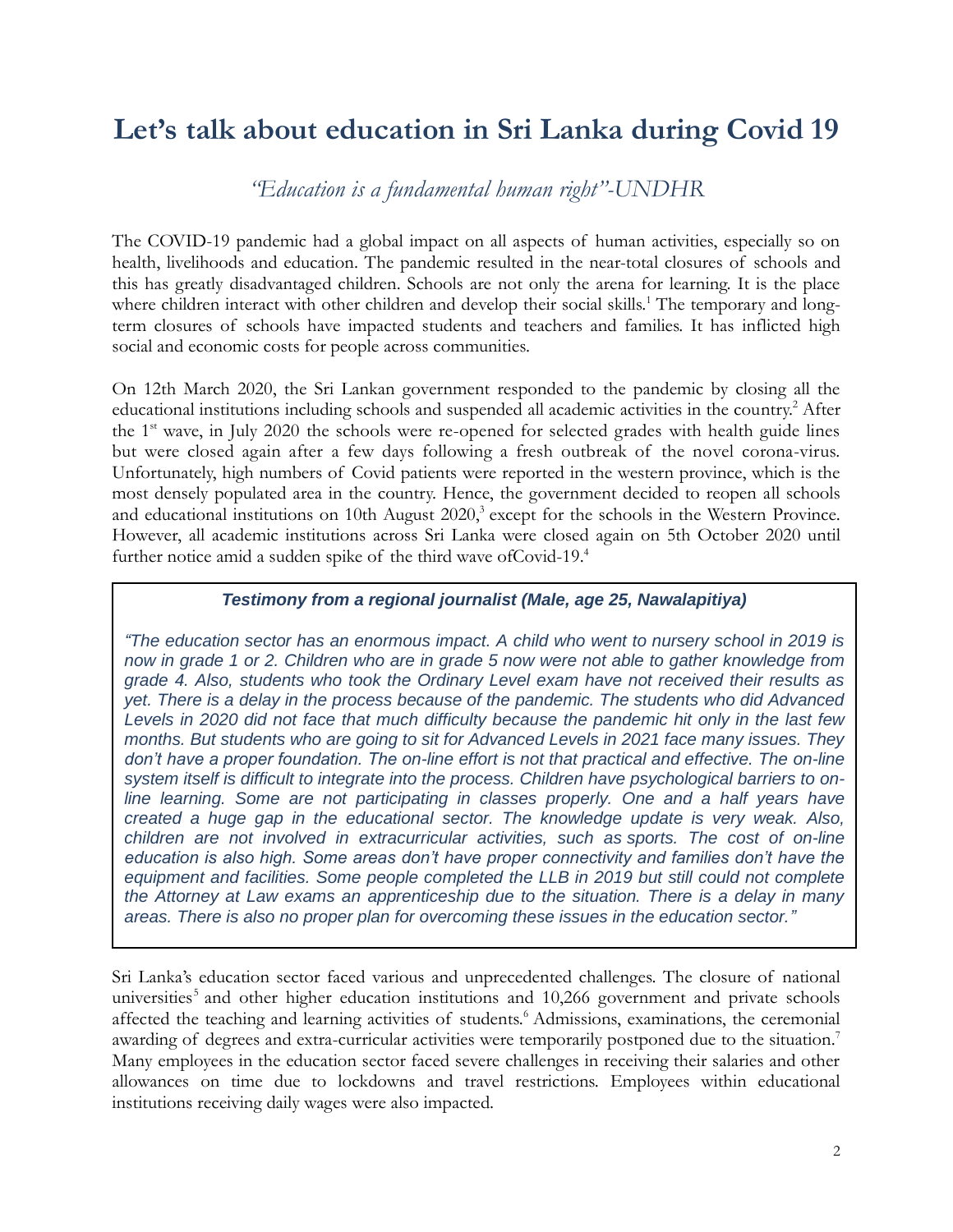# Let's talk about education in Sri Lanka during Covid 19

*"Education is a fundamental human right"-UNDHR*

The COVID-19 pandemic had a global impact on all aspects of human activities, especially so on health, livelihoods and education. The pandemic resulted in the near-total closures of schools and this has greatly disadvantaged children. Schools are not only the arena for learning. It is the place where children interact with other children and develop their social skills.[1] The temporary and long-term closures of schools have impacted students and teachers and families. It has inflicted high social and economic costs for people across communities.

On 12th March 2020, the Sri Lankan government responded to the pandemic by closing all the educational institutions including schools and suspended all academic activities in the country.[2] After the 1st wave, in July 2020 the schools were re-opened for selected grades with health guide lines but were closed again after a few days following a fresh outbreak of the novel corona-virus. Unfortunately, high numbers of Covid patients were reported in the western province, which is the most densely populated area in the country. Hence, the government decided to reopen all schools and educational institutions on 10th August 2020,[3] except for the schools in the Western Province. However, all academic institutions across Sri Lanka were closed again on 5th October 2020 until further notice amid a sudden spike of the third wave ofCovid-19.[4]

> ***Testimony from a regional journalist (Male, age 25, Nawalapitiya)***
>
> *"The education sector has an enormous impact. A child who went to nursery school in 2019 is now in grade 1 or 2. Children who are in grade 5 now were not able to gather knowledge from grade 4. Also, students who took the Ordinary Level exam have not received their results as yet. There is a delay in the process because of the pandemic. The students who did Advanced Levels in 2020 did not face that much difficulty because the pandemic hit only in the last few months. But students who are going to sit for Advanced Levels in 2021 face many issues. They don't have a proper foundation. The on-line effort is not that practical and effective. The on-line system itself is difficult to integrate into the process. Children have psychological barriers to on-line learning. Some are not participating in classes properly. One and a half years have created a huge gap in the educational sector. The knowledge update is very weak. Also, children are not involved in extracurricular activities, such as sports. The cost of on-line education is also high. Some areas don't have proper connectivity and families don't have the equipment and facilities. Some people completed the LLB in 2019 but still could not complete the Attorney at Law exams an apprenticeship due to the situation. There is a delay in many areas. There is also no proper plan for overcoming these issues in the education sector."*

Sri Lanka's education sector faced various and unprecedented challenges. The closure of national universities[5] and other higher education institutions and 10,266 government and private schools affected the teaching and learning activities of students.[6] Admissions, examinations, the ceremonial awarding of degrees and extra-curricular activities were temporarily postponed due to the situation.[7] Many employees in the education sector faced severe challenges in receiving their salaries and other allowances on time due to lockdowns and travel restrictions. Employees within educational institutions receiving daily wages were also impacted.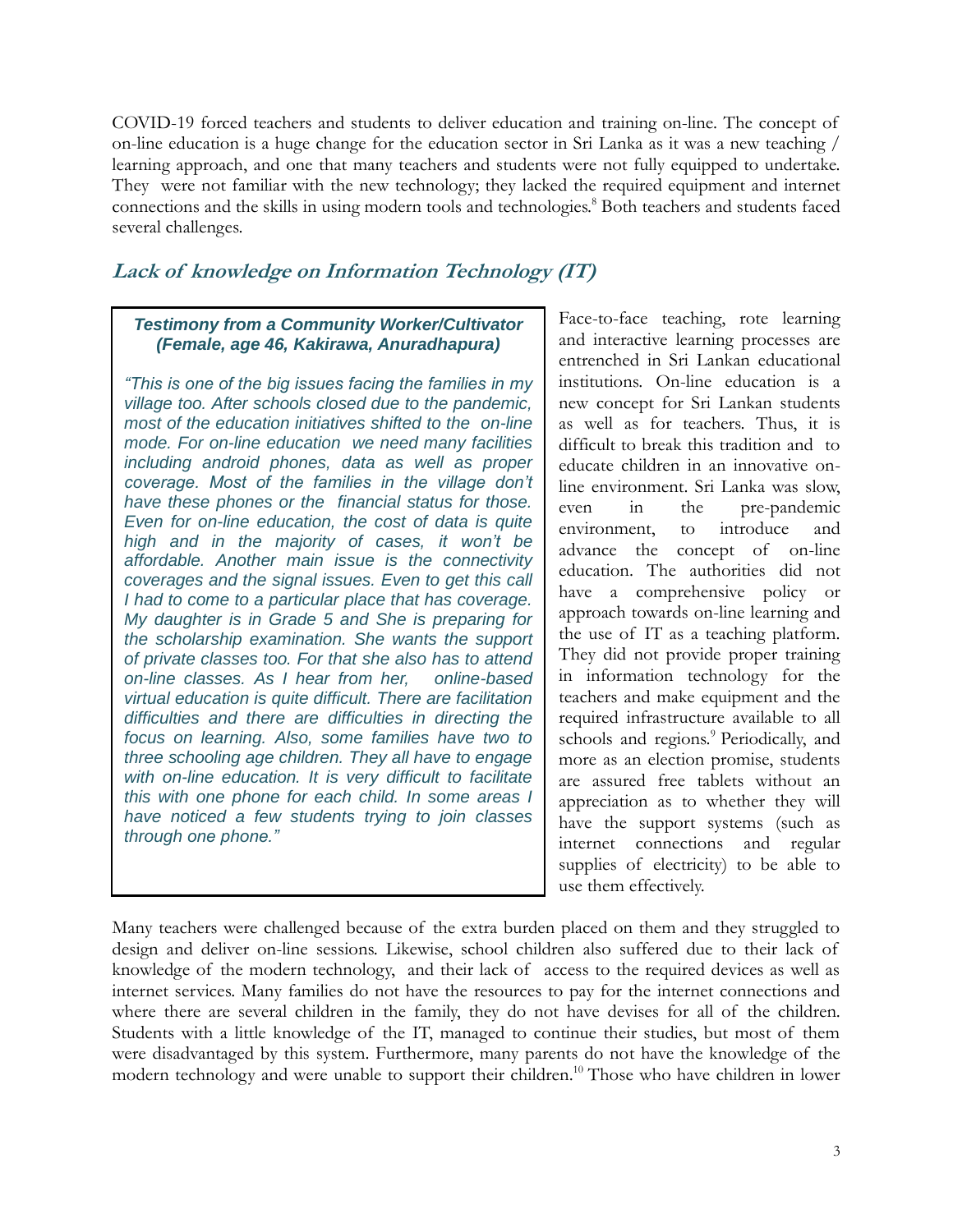COVID-19 forced teachers and students to deliver education and training on-line. The concept of on-line education is a huge change for the education sector in Sri Lanka as it was a new teaching / learning approach, and one that many teachers and students were not fully equipped to undertake. They were not familiar with the new technology; they lacked the required equipment and internet connections and the skills in using modern tools and technologies.[8] Both teachers and students faced several challenges.

## Lack of knowledge on Information Technology (IT)

> ***Testimony from a Community Worker/Cultivator (Female, age 46, Kakirawa, Anuradhapura)***
>
> *"This is one of the big issues facing the families in my village too. After schools closed due to the pandemic, most of the education initiatives shifted to the on-line mode. For on-line education we need many facilities including android phones, data as well as proper coverage. Most of the families in the village don't have these phones or the financial status for those. Even for on-line education, the cost of data is quite high and in the majority of cases, it won't be affordable. Another main issue is the connectivity coverages and the signal issues. Even to get this call I had to come to a particular place that has coverage. My daughter is in Grade 5 and She is preparing for the scholarship examination. She wants the support of private classes too. For that she also has to attend on-line classes. As I hear from her, online-based virtual education is quite difficult. There are facilitation difficulties and there are difficulties in directing the focus on learning. Also, some families have two to three schooling age children. They all have to engage with on-line education. It is very difficult to facilitate this with one phone for each child. In some areas I have noticed a few students trying to join classes through one phone."*

Face-to-face teaching, rote learning and interactive learning processes are entrenched in Sri Lankan educational institutions. On-line education is a new concept for Sri Lankan students as well as for teachers. Thus, it is difficult to break this tradition and to educate children in an innovative on-line environment. Sri Lanka was slow, even in the pre-pandemic environment, to introduce and advance the concept of on-line education. The authorities did not have a comprehensive policy or approach towards on-line learning and the use of IT as a teaching platform. They did not provide proper training in information technology for the teachers and make equipment and the required infrastructure available to all schools and regions.[9] Periodically, and more as an election promise, students are assured free tablets without an appreciation as to whether they will have the support systems (such as internet connections and regular supplies of electricity) to be able to use them effectively.

Many teachers were challenged because of the extra burden placed on them and they struggled to design and deliver on-line sessions. Likewise, school children also suffered due to their lack of knowledge of the modern technology, and their lack of access to the required devices as well as internet services. Many families do not have the resources to pay for the internet connections and where there are several children in the family, they do not have devises for all of the children. Students with a little knowledge of the IT, managed to continue their studies, but most of them were disadvantaged by this system. Furthermore, many parents do not have the knowledge of the modern technology and were unable to support their children.[10] Those who have children in lower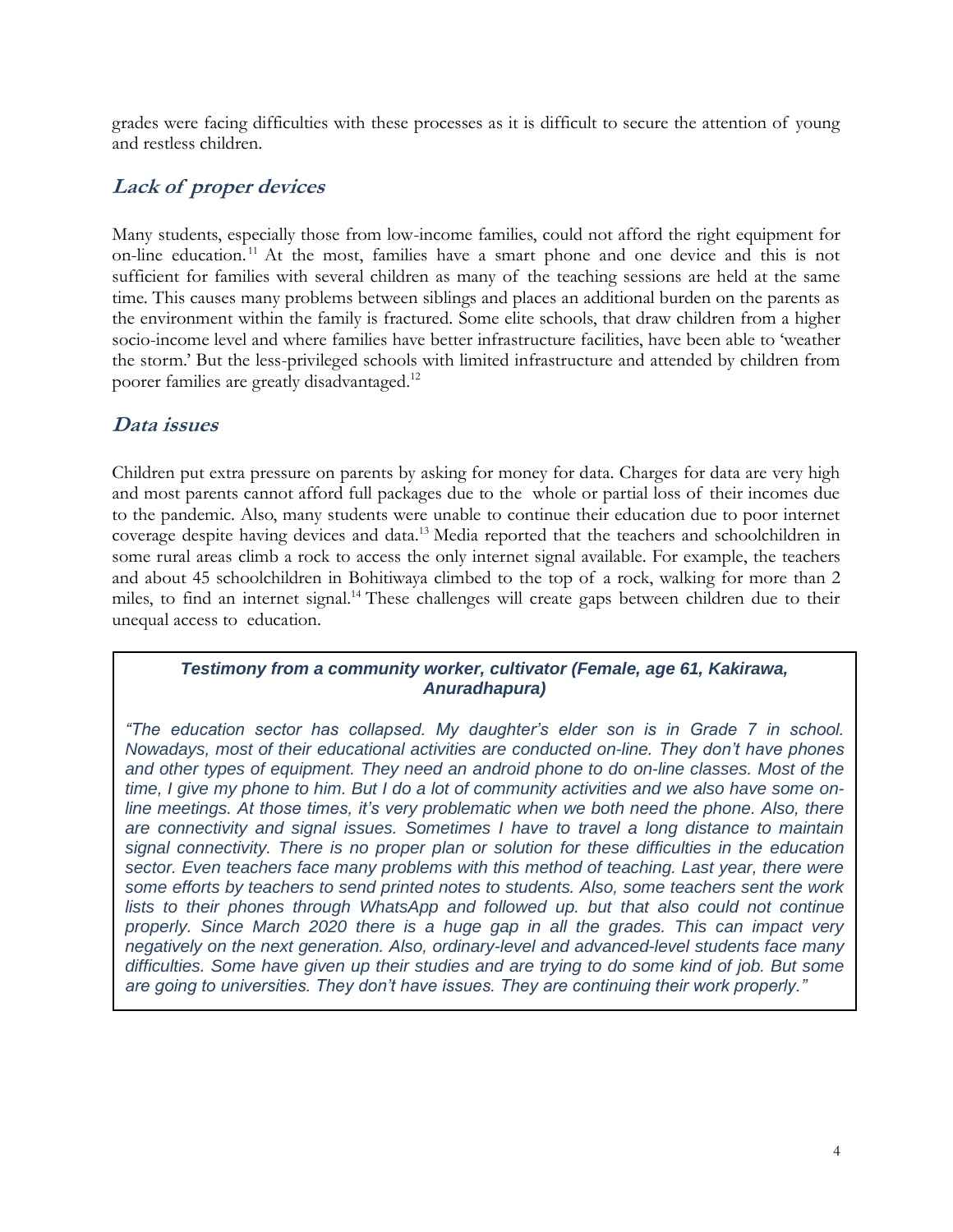grades were facing difficulties with these processes as it is difficult to secure the attention of young and restless children.

## *Lack of proper devices*

Many students, especially those from low-income families, could not afford the right equipment for on-line education.[11] At the most, families have a smart phone and one device and this is not sufficient for families with several children as many of the teaching sessions are held at the same time. This causes many problems between siblings and places an additional burden on the parents as the environment within the family is fractured. Some elite schools, that draw children from a higher socio-income level and where families have better infrastructure facilities, have been able to 'weather the storm.' But the less-privileged schools with limited infrastructure and attended by children from poorer families are greatly disadvantaged.[12]

## *Data issues*

Children put extra pressure on parents by asking for money for data. Charges for data are very high and most parents cannot afford full packages due to the whole or partial loss of their incomes due to the pandemic. Also, many students were unable to continue their education due to poor internet coverage despite having devices and data.[13] Media reported that the teachers and schoolchildren in some rural areas climb a rock to access the only internet signal available. For example, the teachers and about 45 schoolchildren in Bohitiwaya climbed to the top of a rock, walking for more than 2 miles, to find an internet signal.[14] These challenges will create gaps between children due to their unequal access to education.

> ***Testimony from a community worker, cultivator (Female, age 61, Kakirawa, Anuradhapura)***
>
> *"The education sector has collapsed. My daughter's elder son is in Grade 7 in school. Nowadays, most of their educational activities are conducted on-line. They don't have phones and other types of equipment. They need an android phone to do on-line classes. Most of the time, I give my phone to him. But I do a lot of community activities and we also have some on-line meetings. At those times, it's very problematic when we both need the phone. Also, there are connectivity and signal issues. Sometimes I have to travel a long distance to maintain signal connectivity. There is no proper plan or solution for these difficulties in the education sector. Even teachers face many problems with this method of teaching. Last year, there were some efforts by teachers to send printed notes to students. Also, some teachers sent the work lists to their phones through WhatsApp and followed up. but that also could not continue properly. Since March 2020 there is a huge gap in all the grades. This can impact very negatively on the next generation. Also, ordinary-level and advanced-level students face many difficulties. Some have given up their studies and are trying to do some kind of job. But some are going to universities. They don't have issues. They are continuing their work properly."*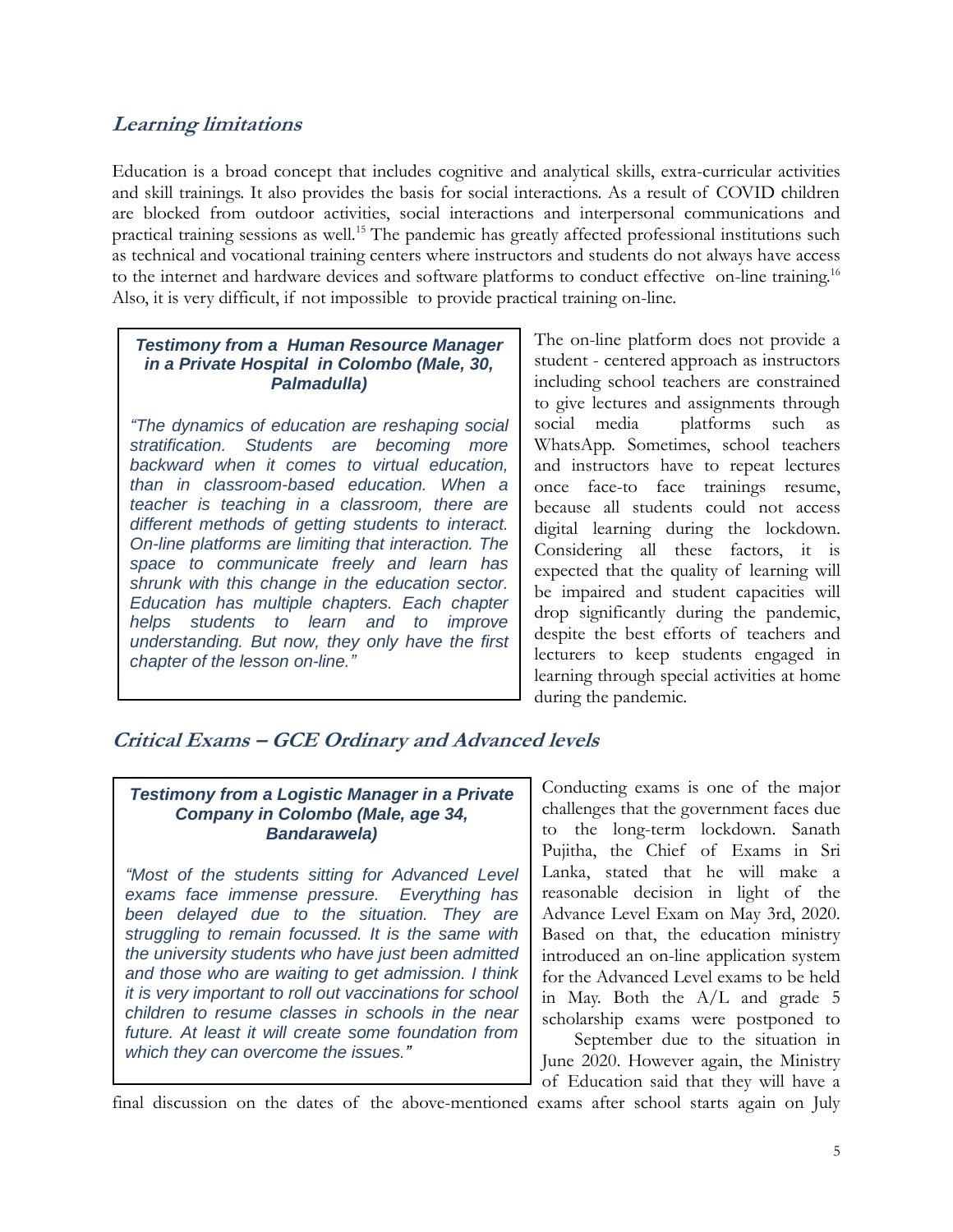## Learning limitations

Education is a broad concept that includes cognitive and analytical skills, extra-curricular activities and skill trainings. It also provides the basis for social interactions. As a result of COVID children are blocked from outdoor activities, social interactions and interpersonal communications and practical training sessions as well.[15] The pandemic has greatly affected professional institutions such as technical and vocational training centers where instructors and students do not always have access to the internet and hardware devices and software platforms to conduct effective on-line training.[16] Also, it is very difficult, if not impossible to provide practical training on-line.

> ***Testimony from a Human Resource Manager in a Private Hospital in Colombo (Male, 30, Palmadulla)***
>
> *"The dynamics of education are reshaping social stratification. Students are becoming more backward when it comes to virtual education, than in classroom-based education. When a teacher is teaching in a classroom, there are different methods of getting students to interact. On-line platforms are limiting that interaction. The space to communicate freely and learn has shrunk with this change in the education sector. Education has multiple chapters. Each chapter helps students to learn and to improve understanding. But now, they only have the first chapter of the lesson on-line."*

The on-line platform does not provide a student - centered approach as instructors including school teachers are constrained to give lectures and assignments through social media platforms such as WhatsApp. Sometimes, school teachers and instructors have to repeat lectures once face-to face trainings resume, because all students could not access digital learning during the lockdown. Considering all these factors, it is expected that the quality of learning will be impaired and student capacities will drop significantly during the pandemic, despite the best efforts of teachers and lecturers to keep students engaged in learning through special activities at home during the pandemic.

## Critical Exams – GCE Ordinary and Advanced levels

> ***Testimony from a Logistic Manager in a Private Company in Colombo (Male, age 34, Bandarawela)***
>
> *"Most of the students sitting for Advanced Level exams face immense pressure. Everything has been delayed due to the situation. They are struggling to remain focussed. It is the same with the university students who have just been admitted and those who are waiting to get admission. I think it is very important to roll out vaccinations for school children to resume classes in schools in the near future. At least it will create some foundation from which they can overcome the issues."*

Conducting exams is one of the major challenges that the government faces due to the long-term lockdown. Sanath Pujitha, the Chief of Exams in Sri Lanka, stated that he will make a reasonable decision in light of the Advance Level Exam on May 3rd, 2020. Based on that, the education ministry introduced an on-line application system for the Advanced Level exams to be held in May. Both the A/L and grade 5 scholarship exams were postponed to September due to the situation in June 2020. However again, the Ministry of Education said that they will have a final discussion on the dates of the above-mentioned exams after school starts again on July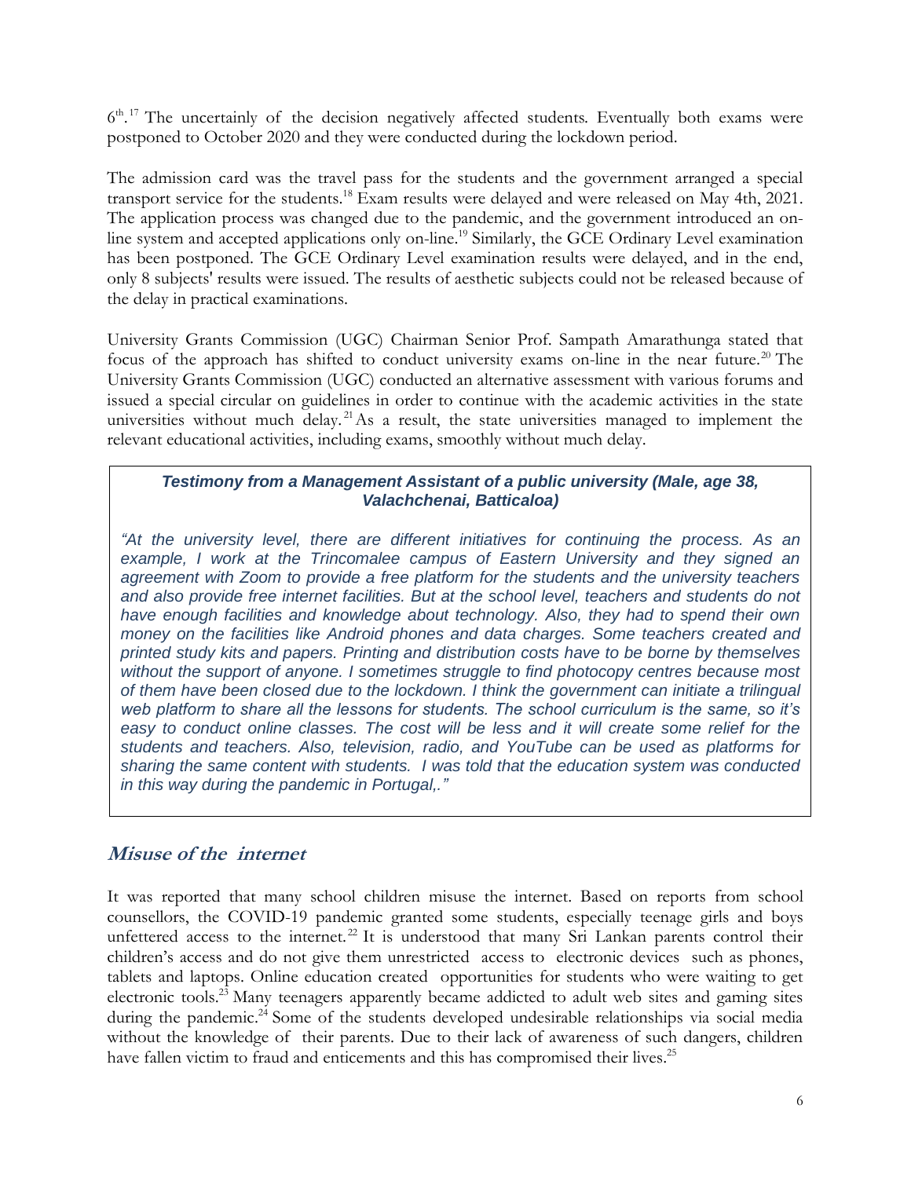6th.[17] The uncertainly of the decision negatively affected students. Eventually both exams were postponed to October 2020 and they were conducted during the lockdown period.

The admission card was the travel pass for the students and the government arranged a special transport service for the students.[18] Exam results were delayed and were released on May 4th, 2021. The application process was changed due to the pandemic, and the government introduced an on-line system and accepted applications only on-line.[19] Similarly, the GCE Ordinary Level examination has been postponed. The GCE Ordinary Level examination results were delayed, and in the end, only 8 subjects' results were issued. The results of aesthetic subjects could not be released because of the delay in practical examinations.

University Grants Commission (UGC) Chairman Senior Prof. Sampath Amarathunga stated that focus of the approach has shifted to conduct university exams on-line in the near future.[20] The University Grants Commission (UGC) conducted an alternative assessment with various forums and issued a special circular on guidelines in order to continue with the academic activities in the state universities without much delay.[21] As a result, the state universities managed to implement the relevant educational activities, including exams, smoothly without much delay.

> ***Testimony from a Management Assistant of a public university (Male, age 38, Valachchenai, Batticaloa)***
>
> *"At the university level, there are different initiatives for continuing the process. As an example, I work at the Trincomalee campus of Eastern University and they signed an agreement with Zoom to provide a free platform for the students and the university teachers and also provide free internet facilities. But at the school level, teachers and students do not have enough facilities and knowledge about technology. Also, they had to spend their own money on the facilities like Android phones and data charges. Some teachers created and printed study kits and papers. Printing and distribution costs have to be borne by themselves without the support of anyone. I sometimes struggle to find photocopy centres because most of them have been closed due to the lockdown. I think the government can initiate a trilingual web platform to share all the lessons for students. The school curriculum is the same, so it's easy to conduct online classes. The cost will be less and it will create some relief for the students and teachers. Also, television, radio, and YouTube can be used as platforms for sharing the same content with students. I was told that the education system was conducted in this way during the pandemic in Portugal,."*

## *Misuse of the internet*

It was reported that many school children misuse the internet. Based on reports from school counsellors, the COVID-19 pandemic granted some students, especially teenage girls and boys unfettered access to the internet.[22] It is understood that many Sri Lankan parents control their children's access and do not give them unrestricted access to electronic devices such as phones, tablets and laptops. Online education created opportunities for students who were waiting to get electronic tools.[23] Many teenagers apparently became addicted to adult web sites and gaming sites during the pandemic.[24] Some of the students developed undesirable relationships via social media without the knowledge of their parents. Due to their lack of awareness of such dangers, children have fallen victim to fraud and enticements and this has compromised their lives.[25]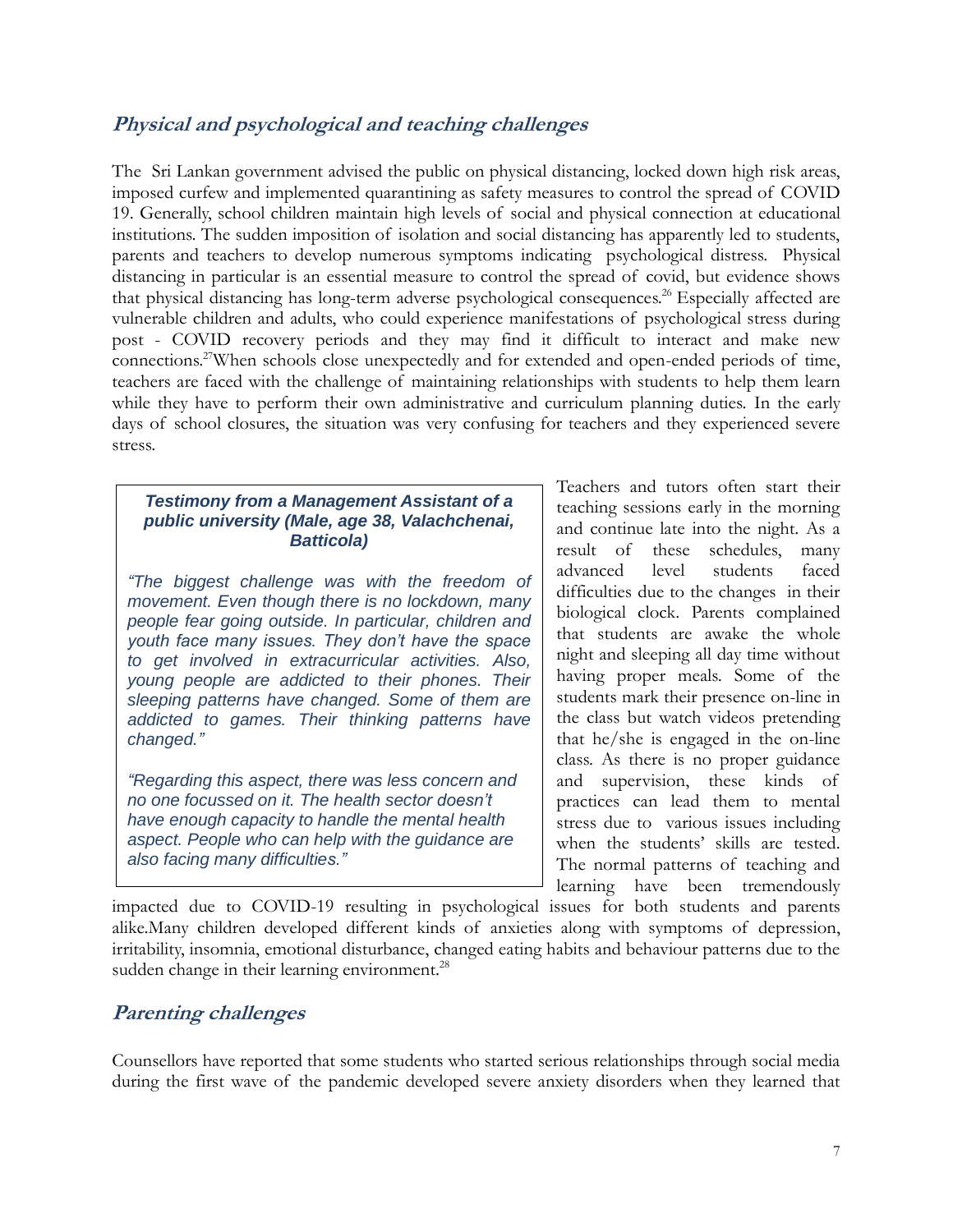## Physical and psychological and teaching challenges

The Sri Lankan government advised the public on physical distancing, locked down high risk areas, imposed curfew and implemented quarantining as safety measures to control the spread of COVID 19. Generally, school children maintain high levels of social and physical connection at educational institutions. The sudden imposition of isolation and social distancing has apparently led to students, parents and teachers to develop numerous symptoms indicating psychological distress. Physical distancing in particular is an essential measure to control the spread of covid, but evidence shows that physical distancing has long-term adverse psychological consequences.[26] Especially affected are vulnerable children and adults, who could experience manifestations of psychological stress during post - COVID recovery periods and they may find it difficult to interact and make new connections.[27]When schools close unexpectedly and for extended and open-ended periods of time, teachers are faced with the challenge of maintaining relationships with students to help them learn while they have to perform their own administrative and curriculum planning duties. In the early days of school closures, the situation was very confusing for teachers and they experienced severe stress.

> ***Testimony from a Management Assistant of a public university (Male, age 38, Valachchenai, Batticola)***
>
> *"The biggest challenge was with the freedom of movement. Even though there is no lockdown, many people fear going outside. In particular, children and youth face many issues. They don't have the space to get involved in extracurricular activities. Also, young people are addicted to their phones. Their sleeping patterns have changed. Some of them are addicted to games. Their thinking patterns have changed."*
>
> *"Regarding this aspect, there was less concern and no one focussed on it. The health sector doesn't have enough capacity to handle the mental health aspect. People who can help with the guidance are also facing many difficulties."*

Teachers and tutors often start their teaching sessions early in the morning and continue late into the night. As a result of these schedules, many advanced level students faced difficulties due to the changes in their biological clock. Parents complained that students are awake the whole night and sleeping all day time without having proper meals. Some of the students mark their presence on-line in the class but watch videos pretending that he/she is engaged in the on-line class. As there is no proper guidance and supervision, these kinds of practices can lead them to mental stress due to various issues including when the students' skills are tested. The normal patterns of teaching and learning have been tremendously impacted due to COVID-19 resulting in psychological issues for both students and parents alike.Many children developed different kinds of anxieties along with symptoms of depression, irritability, insomnia, emotional disturbance, changed eating habits and behaviour patterns due to the sudden change in their learning environment.[28]

## Parenting challenges

Counsellors have reported that some students who started serious relationships through social media during the first wave of the pandemic developed severe anxiety disorders when they learned that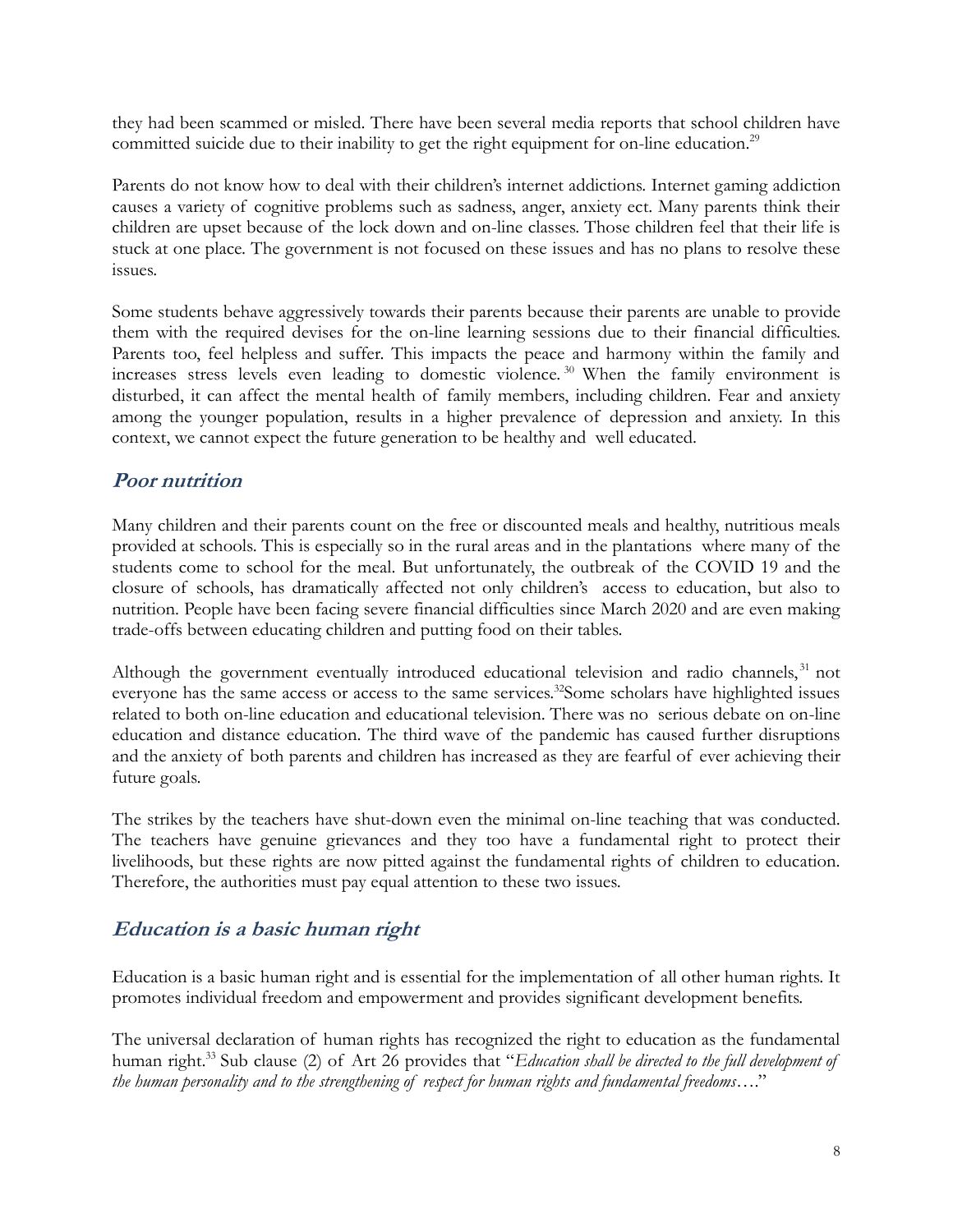they had been scammed or misled. There have been several media reports that school children have committed suicide due to their inability to get the right equipment for on-line education.[29]

Parents do not know how to deal with their children's internet addictions. Internet gaming addiction causes a variety of cognitive problems such as sadness, anger, anxiety ect. Many parents think their children are upset because of the lock down and on-line classes. Those children feel that their life is stuck at one place. The government is not focused on these issues and has no plans to resolve these issues.

Some students behave aggressively towards their parents because their parents are unable to provide them with the required devises for the on-line learning sessions due to their financial difficulties. Parents too, feel helpless and suffer. This impacts the peace and harmony within the family and increases stress levels even leading to domestic violence.[30] When the family environment is disturbed, it can affect the mental health of family members, including children. Fear and anxiety among the younger population, results in a higher prevalence of depression and anxiety. In this context, we cannot expect the future generation to be healthy and well educated.

## *Poor nutrition*

Many children and their parents count on the free or discounted meals and healthy, nutritious meals provided at schools. This is especially so in the rural areas and in the plantations where many of the students come to school for the meal. But unfortunately, the outbreak of the COVID 19 and the closure of schools, has dramatically affected not only children's access to education, but also to nutrition. People have been facing severe financial difficulties since March 2020 and are even making trade-offs between educating children and putting food on their tables.

Although the government eventually introduced educational television and radio channels,[31] not everyone has the same access or access to the same services.[32]Some scholars have highlighted issues related to both on-line education and educational television. There was no serious debate on on-line education and distance education. The third wave of the pandemic has caused further disruptions and the anxiety of both parents and children has increased as they are fearful of ever achieving their future goals.

The strikes by the teachers have shut-down even the minimal on-line teaching that was conducted. The teachers have genuine grievances and they too have a fundamental right to protect their livelihoods, but these rights are now pitted against the fundamental rights of children to education. Therefore, the authorities must pay equal attention to these two issues.

## *Education is a basic human right*

Education is a basic human right and is essential for the implementation of all other human rights. It promotes individual freedom and empowerment and provides significant development benefits.

The universal declaration of human rights has recognized the right to education as the fundamental human right.[33] Sub clause (2) of Art 26 provides that "*Education shall be directed to the full development of the human personality and to the strengthening of respect for human rights and fundamental freedoms*…."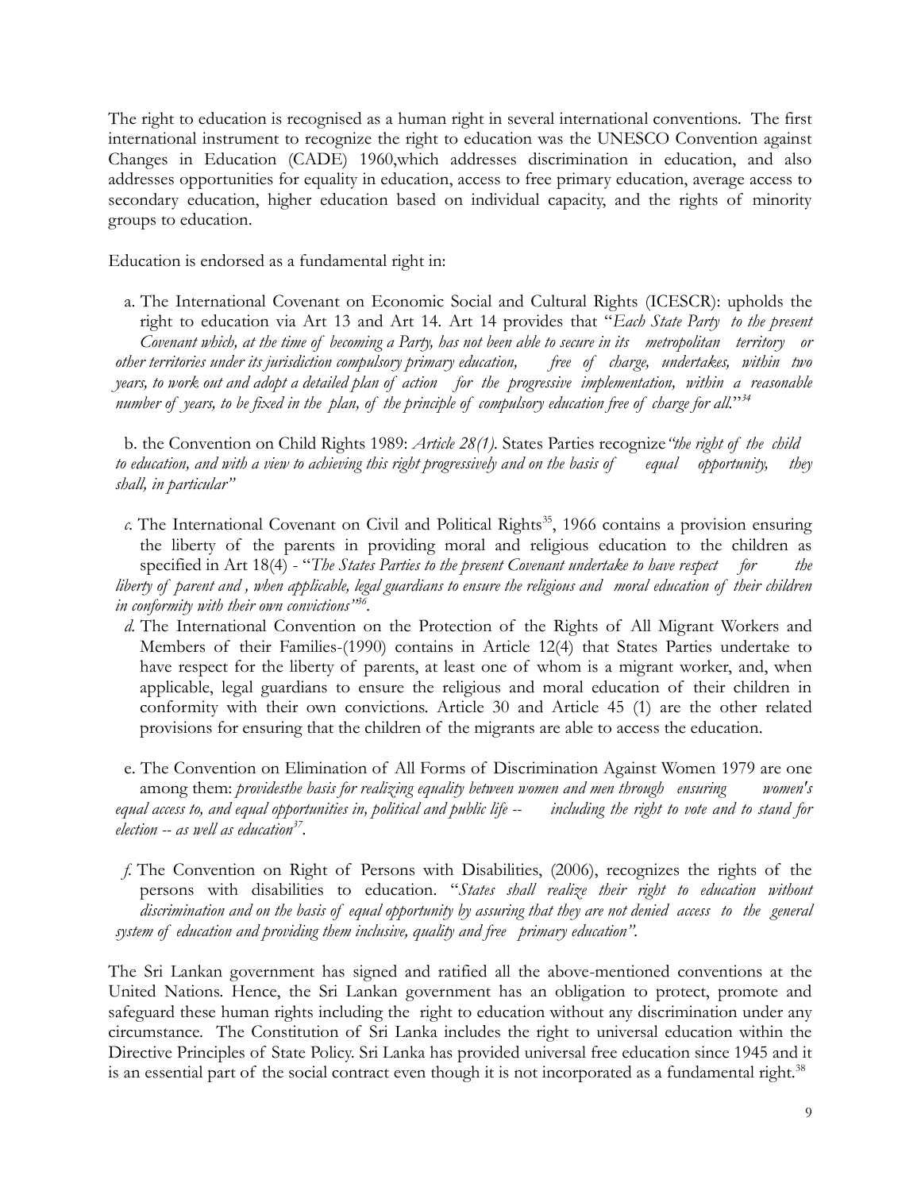The right to education is recognised as a human right in several international conventions. The first international instrument to recognize the right to education was the UNESCO Convention against Changes in Education (CADE) 1960,which addresses discrimination in education, and also addresses opportunities for equality in education, access to free primary education, average access to secondary education, higher education based on individual capacity, and the rights of minority groups to education.

Education is endorsed as a fundamental right in:

a. The International Covenant on Economic Social and Cultural Rights (ICESCR): upholds the right to education via Art 13 and Art 14. Art 14 provides that "*Each State Party to the present Covenant which, at the time of becoming a Party, has not been able to secure in its metropolitan territory or other territories under its jurisdiction compulsory primary education, free of charge, undertakes, within two years, to work out and adopt a detailed plan of action for the progressive implementation, within a reasonable number of years, to be fixed in the plan, of the principle of compulsory education free of charge for all.*"[34]

b. the Convention on Child Rights 1989: *Article 28(1).* States Parties recognize*"the right of the child to education, and with a view to achieving this right progressively and on the basis of equal opportunity, they shall, in particular"*

*c.* The International Covenant on Civil and Political Rights[35], 1966 contains a provision ensuring the liberty of the parents in providing moral and religious education to the children as specified in Art 18(4) - "*The States Parties to the present Covenant undertake to have respect for the liberty of parent and , when applicable, legal guardians to ensure the religious and moral education of their children in conformity with their own convictions"*[36].

*d.* The International Convention on the Protection of the Rights of All Migrant Workers and Members of their Families-(1990) contains in Article 12(4) that States Parties undertake to have respect for the liberty of parents, at least one of whom is a migrant worker, and, when applicable, legal guardians to ensure the religious and moral education of their children in conformity with their own convictions. Article 30 and Article 45 (1) are the other related provisions for ensuring that the children of the migrants are able to access the education.

e. The Convention on Elimination of All Forms of Discrimination Against Women 1979 are one among them: *providesthe basis for realizing equality between women and men through ensuring women's equal access to, and equal opportunities in, political and public life -- including the right to vote and to stand for election -- as well as education*[37].

*f.* The Convention on Right of Persons with Disabilities, (2006), recognizes the rights of the persons with disabilities to education. "*States shall realize their right to education without discrimination and on the basis of equal opportunity by assuring that they are not denied access to the general system of education and providing them inclusive, quality and free primary education"*.

The Sri Lankan government has signed and ratified all the above-mentioned conventions at the United Nations. Hence, the Sri Lankan government has an obligation to protect, promote and safeguard these human rights including the right to education without any discrimination under any circumstance. The Constitution of Sri Lanka includes the right to universal education within the Directive Principles of State Policy. Sri Lanka has provided universal free education since 1945 and it is an essential part of the social contract even though it is not incorporated as a fundamental right.[38]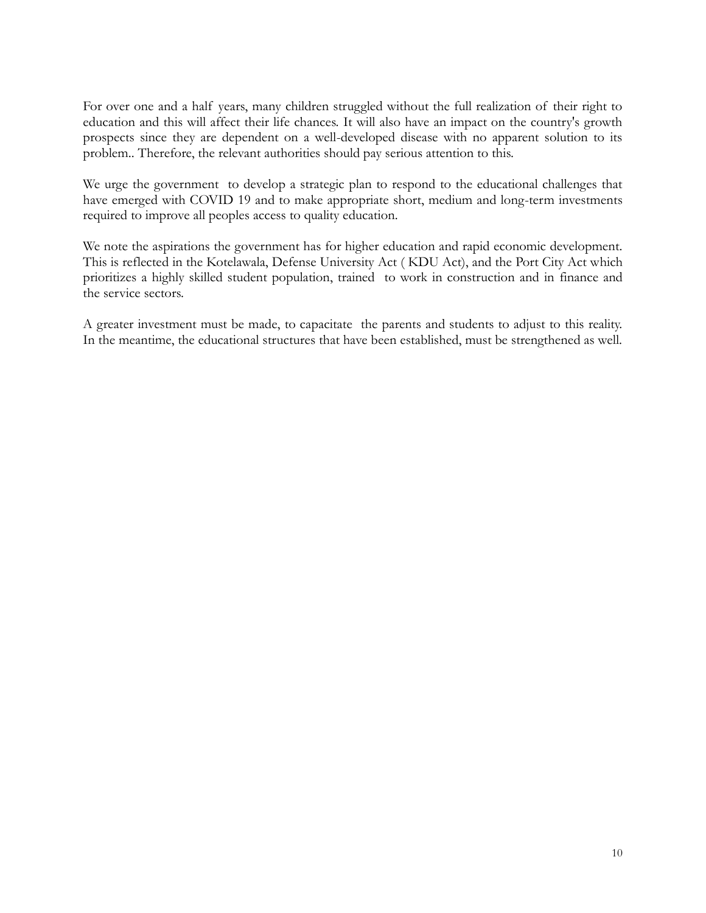For over one and a half years, many children struggled without the full realization of their right to education and this will affect their life chances. It will also have an impact on the country's growth prospects since they are dependent on a well-developed disease with no apparent solution to its problem.. Therefore, the relevant authorities should pay serious attention to this.

We urge the government to develop a strategic plan to respond to the educational challenges that have emerged with COVID 19 and to make appropriate short, medium and long-term investments required to improve all peoples access to quality education.

We note the aspirations the government has for higher education and rapid economic development. This is reflected in the Kotelawala, Defense University Act ( KDU Act), and the Port City Act which prioritizes a highly skilled student population, trained to work in construction and in finance and the service sectors.

A greater investment must be made, to capacitate the parents and students to adjust to this reality. In the meantime, the educational structures that have been established, must be strengthened as well.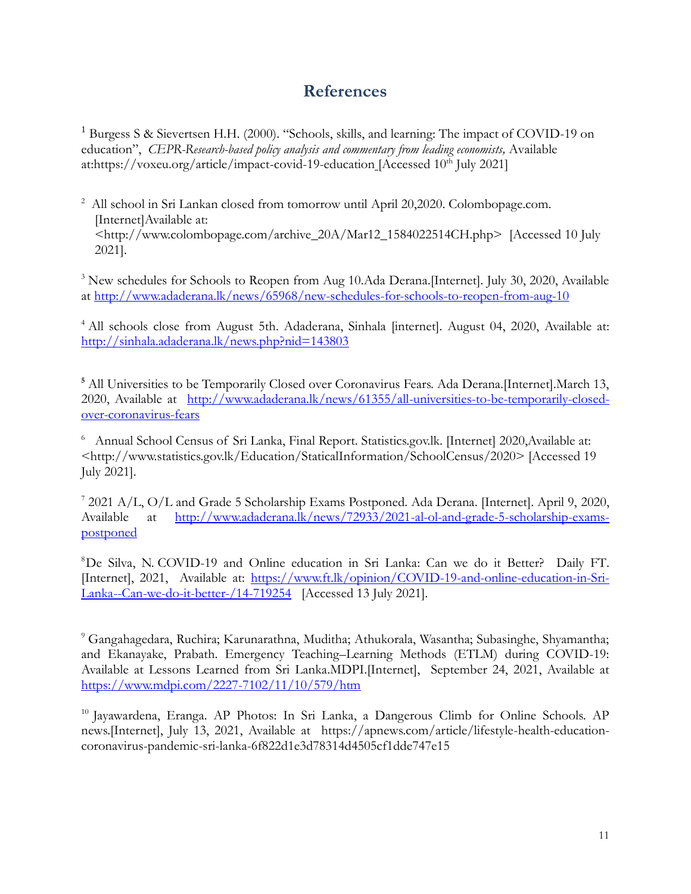## References

[1] Burgess S & Sievertsen H.H. (2000). "Schools, skills, and learning: The impact of COVID-19 on education", *CEPR-Research-based policy analysis and commentary from leading economists,* Available at:https://voxeu.org/article/impact-covid-19-education [Accessed 10th July 2021]

[2] All school in Sri Lankan closed from tomorrow until April 20,2020. Colombopage.com. [Internet]Available at: <http://www.colombopage.com/archive_20A/Mar12_1584022514CH.php> [Accessed 10 July 2021].

[3] New schedules for Schools to Reopen from Aug 10.Ada Derana.[Internet]. July 30, 2020, Available at http://www.adaderana.lk/news/65968/new-schedules-for-schools-to-reopen-from-aug-10

[4] All schools close from August 5th. Adaderana, Sinhala [internet]. August 04, 2020, Available at: http://sinhala.adaderana.lk/news.php?nid=143803

**[5]** All Universities to be Temporarily Closed over Coronavirus Fears. Ada Derana.[Internet].March 13, 2020, Available at http://www.adaderana.lk/news/61355/all-universities-to-be-temporarily-closed-over-coronavirus-fears

[6] Annual School Census of Sri Lanka, Final Report. Statistics.gov.lk. [Internet] 2020,Available at: <http://www.statistics.gov.lk/Education/StaticalInformation/SchoolCensus/2020> [Accessed 19 July 2021].

[7] 2021 A/L, O/L and Grade 5 Scholarship Exams Postponed. Ada Derana. [Internet]. April 9, 2020, Available at http://www.adaderana.lk/news/72933/2021-al-ol-and-grade-5-scholarship-exams-postponed

[8]De Silva, N. COVID-19 and Online education in Sri Lanka: Can we do it Better? Daily FT. [Internet], 2021, Available at: https://www.ft.lk/opinion/COVID-19-and-online-education-in-Sri-Lanka--Can-we-do-it-better-/14-719254 [Accessed 13 July 2021].

[9] Gangahagedara, Ruchira; Karunarathna, Muditha; Athukorala, Wasantha; Subasinghe, Shyamantha; and Ekanayake, Prabath. Emergency Teaching–Learning Methods (ETLM) during COVID-19: Available at Lessons Learned from Sri Lanka.MDPI.[Internet], September 24, 2021, Available at https://www.mdpi.com/2227-7102/11/10/579/htm

[10] Jayawardena, Eranga. AP Photos: In Sri Lanka, a Dangerous Climb for Online Schools. AP news.[Internet], July 13, 2021, Available at https://apnews.com/article/lifestyle-health-education-coronavirus-pandemic-sri-lanka-6f822d1e3d78314d4505cf1dde747e15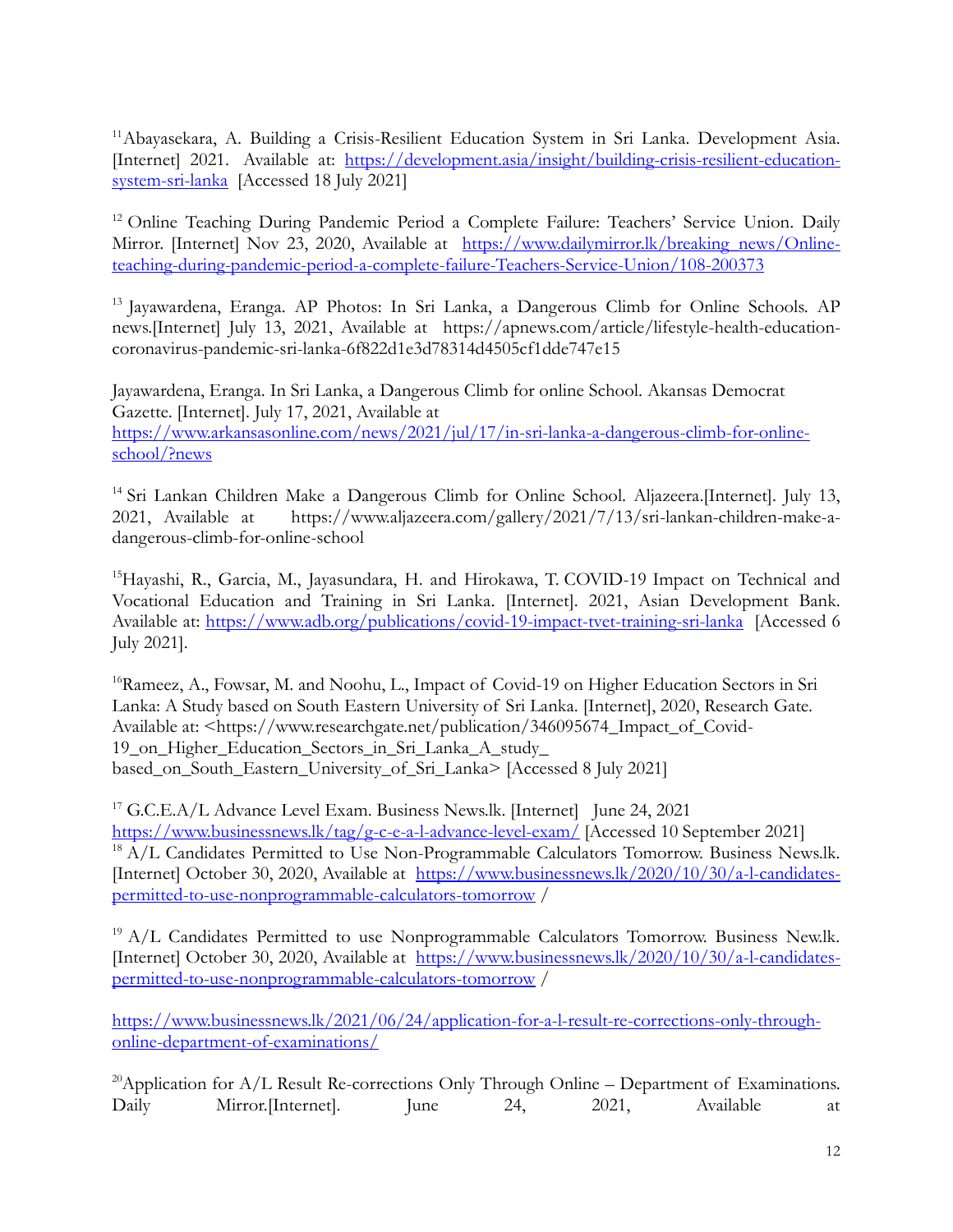[11]Abayasekara, A. Building a Crisis-Resilient Education System in Sri Lanka. Development Asia. [Internet] 2021. Available at: https://development.asia/insight/building-crisis-resilient-education-system-sri-lanka [Accessed 18 July 2021]

[12] Online Teaching During Pandemic Period a Complete Failure: Teachers' Service Union. Daily Mirror. [Internet] Nov 23, 2020, Available at https://www.dailymirror.lk/breaking_news/Online-teaching-during-pandemic-period-a-complete-failure-Teachers-Service-Union/108-200373

[13] Jayawardena, Eranga. AP Photos: In Sri Lanka, a Dangerous Climb for Online Schools. AP news.[Internet] July 13, 2021, Available at https://apnews.com/article/lifestyle-health-education-coronavirus-pandemic-sri-lanka-6f822d1e3d78314d4505cf1dde747e15

Jayawardena, Eranga. In Sri Lanka, a Dangerous Climb for online School. Akansas Democrat Gazette. [Internet]. July 17, 2021, Available at https://www.arkansasonline.com/news/2021/jul/17/in-sri-lanka-a-dangerous-climb-for-online-school/?news

[14] Sri Lankan Children Make a Dangerous Climb for Online School. Aljazeera.[Internet]. July 13, 2021, Available at https://www.aljazeera.com/gallery/2021/7/13/sri-lankan-children-make-a-dangerous-climb-for-online-school

[15]Hayashi, R., Garcia, M., Jayasundara, H. and Hirokawa, T. COVID-19 Impact on Technical and Vocational Education and Training in Sri Lanka. [Internet]. 2021, Asian Development Bank. Available at: https://www.adb.org/publications/covid-19-impact-tvet-training-sri-lanka [Accessed 6 July 2021].

[16]Rameez, A., Fowsar, M. and Noohu, L., Impact of Covid-19 on Higher Education Sectors in Sri Lanka: A Study based on South Eastern University of Sri Lanka. [Internet], 2020, Research Gate. Available at: <https://www.researchgate.net/publication/346095674_Impact_of_Covid-19_on_Higher_Education_Sectors_in_Sri_Lanka_A_study_ based_on_South_Eastern_University_of_Sri_Lanka> [Accessed 8 July 2021]

[17] G.C.E.A/L Advance Level Exam. Business News.lk. [Internet] June 24, 2021 https://www.businessnews.lk/tag/g-c-e-a-l-advance-level-exam/ [Accessed 10 September 2021]

[18] A/L Candidates Permitted to Use Non-Programmable Calculators Tomorrow. Business News.lk. [Internet] October 30, 2020, Available at https://www.businessnews.lk/2020/10/30/a-l-candidates-permitted-to-use-nonprogrammable-calculators-tomorrow /

[19] A/L Candidates Permitted to use Nonprogrammable Calculators Tomorrow. Business New.lk. [Internet] October 30, 2020, Available at https://www.businessnews.lk/2020/10/30/a-l-candidates-permitted-to-use-nonprogrammable-calculators-tomorrow /

https://www.businessnews.lk/2021/06/24/application-for-a-l-result-re-corrections-only-through-online-department-of-examinations/

[20]Application for A/L Result Re-corrections Only Through Online – Department of Examinations. Daily Mirror.[Internet]. June 24, 2021, Available at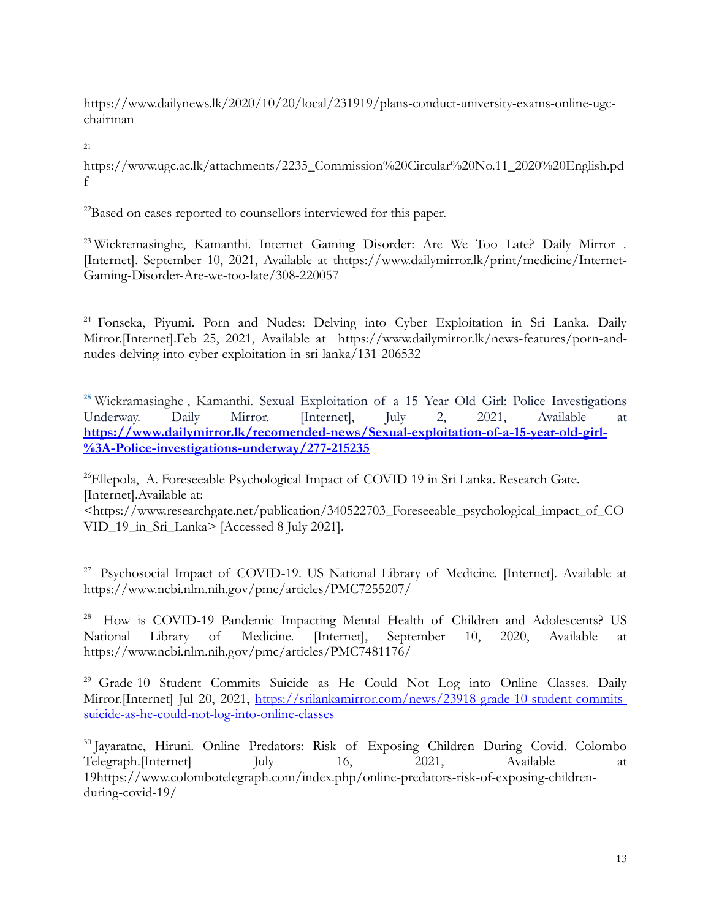https://www.dailynews.lk/2020/10/20/local/231919/plans-conduct-university-exams-online-ugc-chairman

[21] https://www.ugc.ac.lk/attachments/2235_Commission%20Circular%20No.11_2020%20English.pdf

[22]Based on cases reported to counsellors interviewed for this paper.

[23] Wickremasinghe, Kamanthi. Internet Gaming Disorder: Are We Too Late? Daily Mirror . [Internet]. September 10, 2021, Available at thttps://www.dailymirror.lk/print/medicine/Internet-Gaming-Disorder-Are-we-too-late/308-220057

[24] Fonseka, Piyumi. Porn and Nudes: Delving into Cyber Exploitation in Sri Lanka. Daily Mirror.[Internet].Feb 25, 2021, Available at https://www.dailymirror.lk/news-features/porn-and-nudes-delving-into-cyber-exploitation-in-sri-lanka/131-206532

[25] Wickramasinghe , Kamanthi. Sexual Exploitation of a 15 Year Old Girl: Police Investigations Underway. Daily Mirror. [Internet], July 2, 2021, Available at **https://www.dailymirror.lk/recomended-news/Sexual-exploitation-of-a-15-year-old-girl-%3A-Police-investigations-underway/277-215235**

[26]Ellepola, A. Foreseeable Psychological Impact of COVID 19 in Sri Lanka. Research Gate. [Internet].Available at: <https://www.researchgate.net/publication/340522703_Foreseeable_psychological_impact_of_COVID_19_in_Sri_Lanka> [Accessed 8 July 2021].

[27] Psychosocial Impact of COVID-19. US National Library of Medicine. [Internet]. Available at https://www.ncbi.nlm.nih.gov/pmc/articles/PMC7255207/

[28] How is COVID-19 Pandemic Impacting Mental Health of Children and Adolescents? US National Library of Medicine. [Internet], September 10, 2020, Available at https://www.ncbi.nlm.nih.gov/pmc/articles/PMC7481176/

[29] Grade-10 Student Commits Suicide as He Could Not Log into Online Classes. Daily Mirror.[Internet] Jul 20, 2021, https://srilankamirror.com/news/23918-grade-10-student-commits-suicide-as-he-could-not-log-into-online-classes

[30] Jayaratne, Hiruni. Online Predators: Risk of Exposing Children During Covid. Colombo Telegraph.[Internet] July 16, 2021, Available at 19https://www.colombotelegraph.com/index.php/online-predators-risk-of-exposing-children-during-covid-19/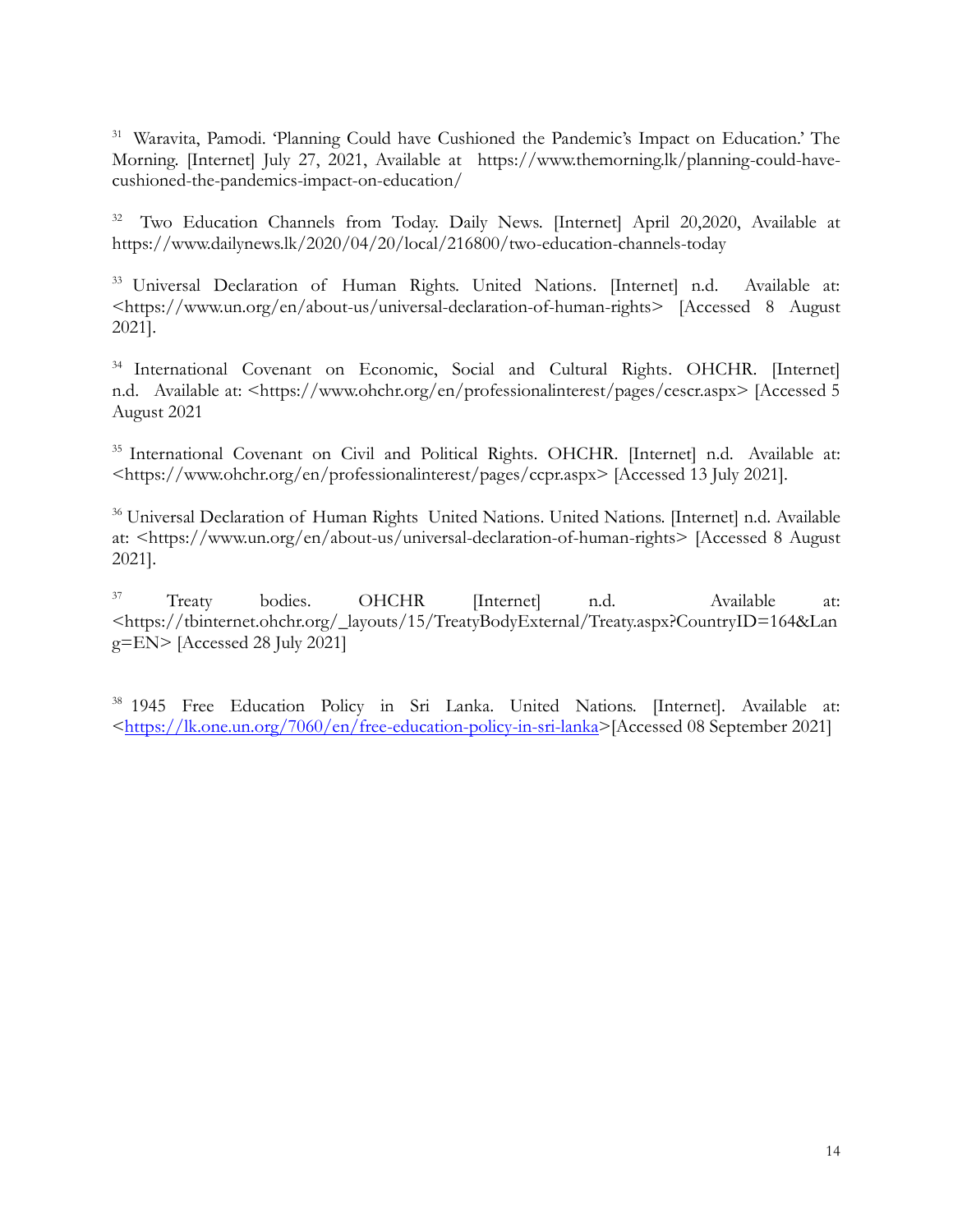[31] Waravita, Pamodi. 'Planning Could have Cushioned the Pandemic's Impact on Education.' The Morning. [Internet] July 27, 2021, Available at https://www.themorning.lk/planning-could-have-cushioned-the-pandemics-impact-on-education/

[32] Two Education Channels from Today. Daily News. [Internet] April 20,2020, Available at https://www.dailynews.lk/2020/04/20/local/216800/two-education-channels-today

[33] Universal Declaration of Human Rights. United Nations. [Internet] n.d. Available at: <https://www.un.org/en/about-us/universal-declaration-of-human-rights> [Accessed 8 August 2021].

[34] International Covenant on Economic, Social and Cultural Rights. OHCHR. [Internet] n.d. Available at: <https://www.ohchr.org/en/professionalinterest/pages/cescr.aspx> [Accessed 5 August 2021

[35] International Covenant on Civil and Political Rights. OHCHR. [Internet] n.d. Available at: <https://www.ohchr.org/en/professionalinterest/pages/ccpr.aspx> [Accessed 13 July 2021].

[36] Universal Declaration of Human Rights United Nations. United Nations. [Internet] n.d. Available at: <https://www.un.org/en/about-us/universal-declaration-of-human-rights> [Accessed 8 August 2021].

[37] Treaty bodies. OHCHR [Internet] n.d. Available at: <https://tbinternet.ohchr.org/_layouts/15/TreatyBodyExternal/Treaty.aspx?CountryID=164&Lang=EN> [Accessed 28 July 2021]

[38] 1945 Free Education Policy in Sri Lanka. United Nations. [Internet]. Available at: <https://lk.one.un.org/7060/en/free-education-policy-in-sri-lanka>[Accessed 08 September 2021]